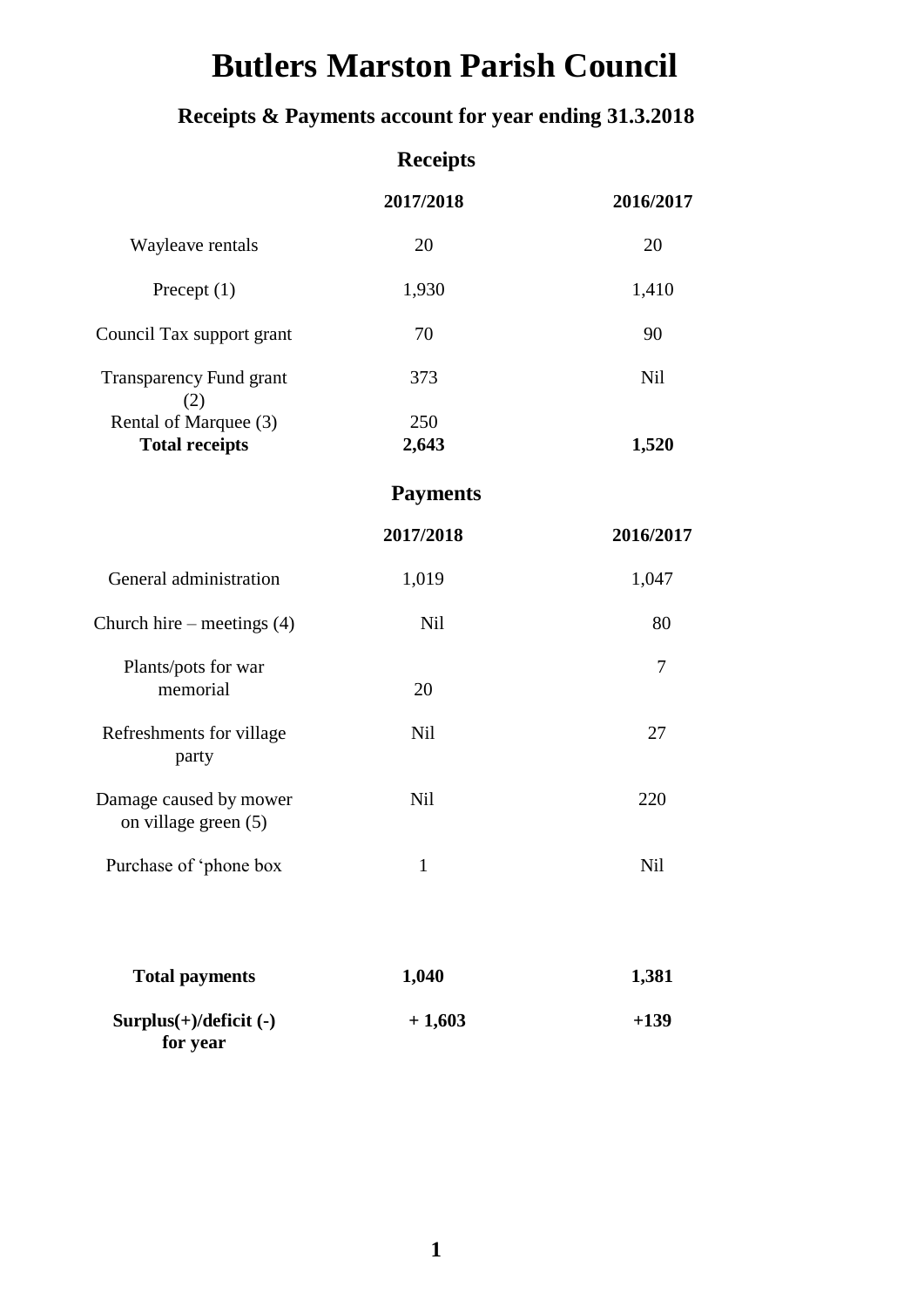# Butlers Marston Parish Council

## Receipts & Payments account for year ending 31.3.2018

### Receipts

| | 2017/2018 | 2016/2017 |
|---|---|---|
| Wayleave rentals | 20 | 20 |
| Precept (1) | 1,930 | 1,410 |
| Council Tax support grant | 70 | 90 |
| Transparency Fund grant (2) | 373 | Nil |
| Rental of Marquee (3) | 250 | |
| **Total receipts** | **2,643** | **1,520** |

### Payments

| | 2017/2018 | 2016/2017 |
|---|---|---|
| General administration | 1,019 | 1,047 |
| Church hire – meetings (4) | Nil | 80 |
| Plants/pots for war memorial | 20 | 7 |
| Refreshments for village party | Nil | 27 |
| Damage caused by mower on village green (5) | Nil | 220 |
| Purchase of 'phone box | 1 | Nil |
| **Total payments** | **1,040** | **1,381** |
| **Surplus(+)/deficit (-) for year** | **+ 1,603** | **+139** |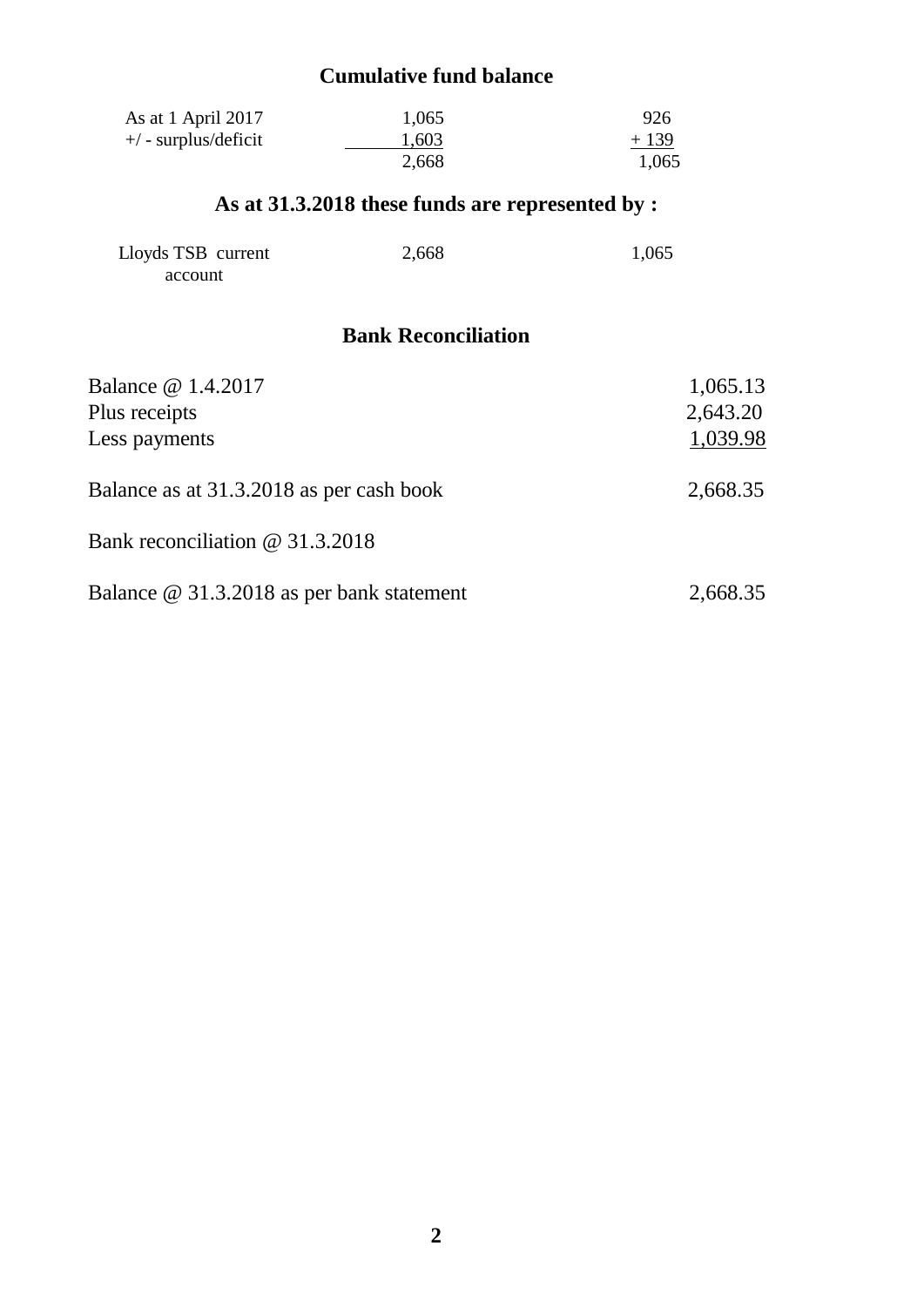## Cumulative fund balance

| | | |
|---|---|---|
| As at 1 April 2017 | 1,065 | 926 |
| +/ - surplus/deficit | 1,603 | + 139 |
| | 2,668 | 1,065 |

## As at 31.3.2018 these funds are represented by :

| | | |
|---|---|---|
| Lloyds TSB current account | 2,668 | 1,065 |

## Bank Reconciliation

| | |
|---|---|
| Balance @ 1.4.2017 | 1,065.13 |
| Plus receipts | 2,643.20 |
| Less payments | 1,039.98 |
| Balance as at 31.3.2018 as per cash book | 2,668.35 |

Bank reconciliation @ 31.3.2018

| | |
|---|---|
| Balance @ 31.3.2018 as per bank statement | 2,668.35 |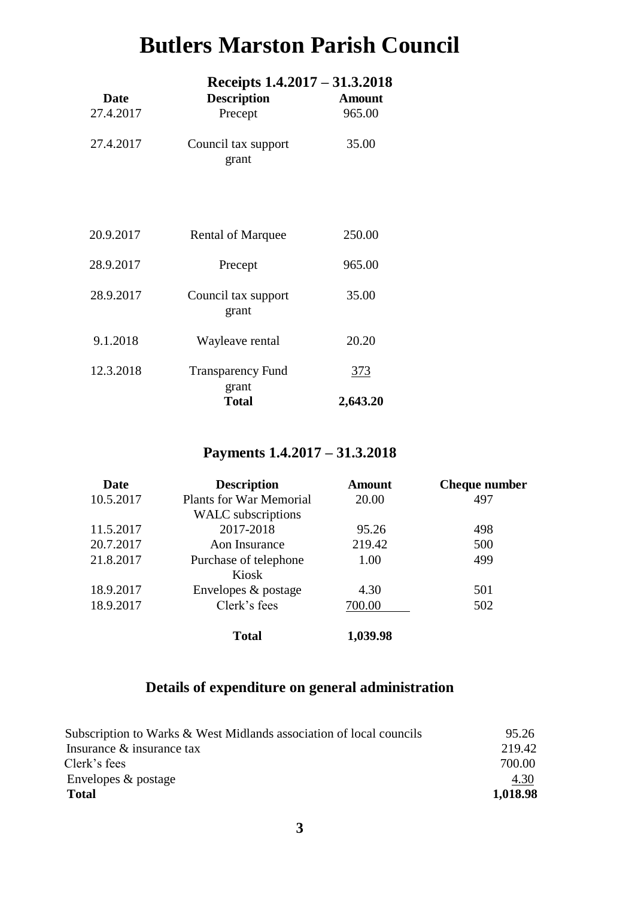# Butlers Marston Parish Council

## Receipts 1.4.2017 – 31.3.2018

| Date | Description | Amount |
|---|---|---|
| 27.4.2017 | Precept | 965.00 |
| 27.4.2017 | Council tax support grant | 35.00 |
| 20.9.2017 | Rental of Marquee | 250.00 |
| 28.9.2017 | Precept | 965.00 |
| 28.9.2017 | Council tax support grant | 35.00 |
| 9.1.2018 | Wayleave rental | 20.20 |
| 12.3.2018 | Transparency Fund grant | 373 |
| | **Total** | **2,643.20** |

## Payments 1.4.2017 – 31.3.2018

| Date | Description | Amount | Cheque number |
|---|---|---|---|
| 10.5.2017 | Plants for War Memorial | 20.00 | 497 |
| 11.5.2017 | WALC subscriptions 2017-2018 | 95.26 | 498 |
| 20.7.2017 | Aon Insurance | 219.42 | 500 |
| 21.8.2017 | Purchase of telephone Kiosk | 1.00 | 499 |
| 18.9.2017 | Envelopes & postage | 4.30 | 501 |
| 18.9.2017 | Clerk's fees | 700.00 | 502 |
| | **Total** | **1,039.98** | |

## Details of expenditure on general administration

| | |
|---|---|
| Subscription to Warks & West Midlands association of local councils | 95.26 |
| Insurance & insurance tax | 219.42 |
| Clerk's fees | 700.00 |
| Envelopes & postage | 4.30 |
| **Total** | **1,018.98** |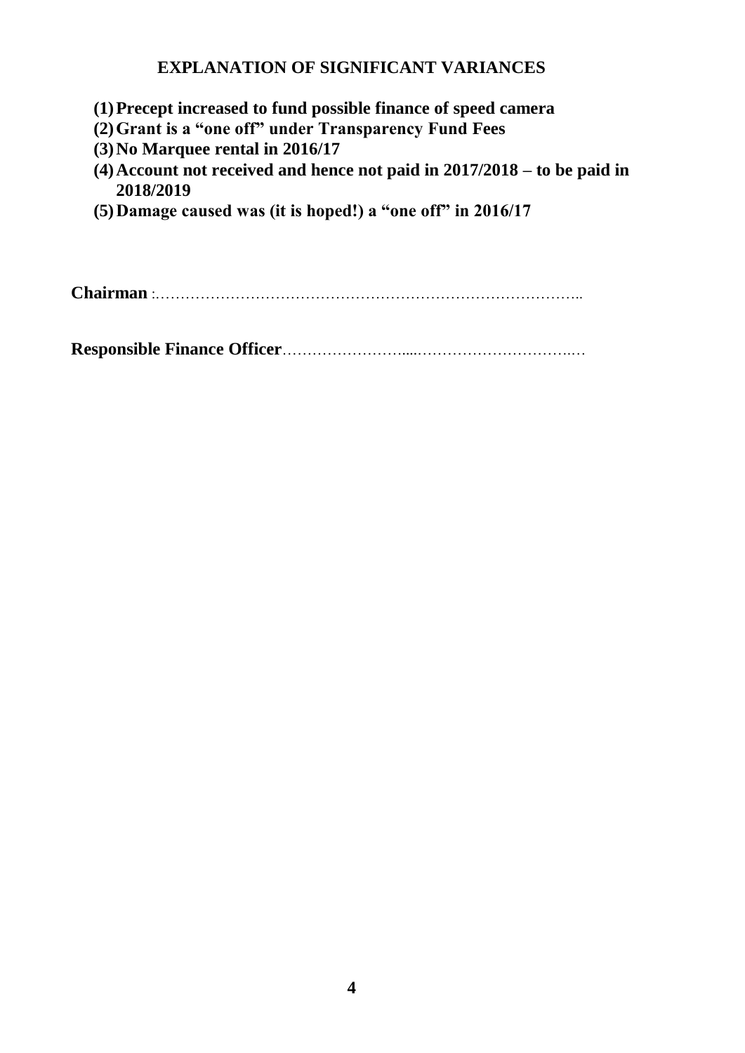## EXPLANATION OF SIGNIFICANT VARIANCES

**(1) Precept increased to fund possible finance of speed camera**
**(2) Grant is a "one off" under Transparency Fund Fees**
**(3) No Marquee rental in 2016/17**
**(4) Account not received and hence not paid in 2017/2018 – to be paid in 2018/2019**
**(5) Damage caused was (it is hoped!) a "one off" in 2016/17**

**Chairman** :…………………………………………………………………………..

**Responsible Finance Officer**……………………....……………………….…